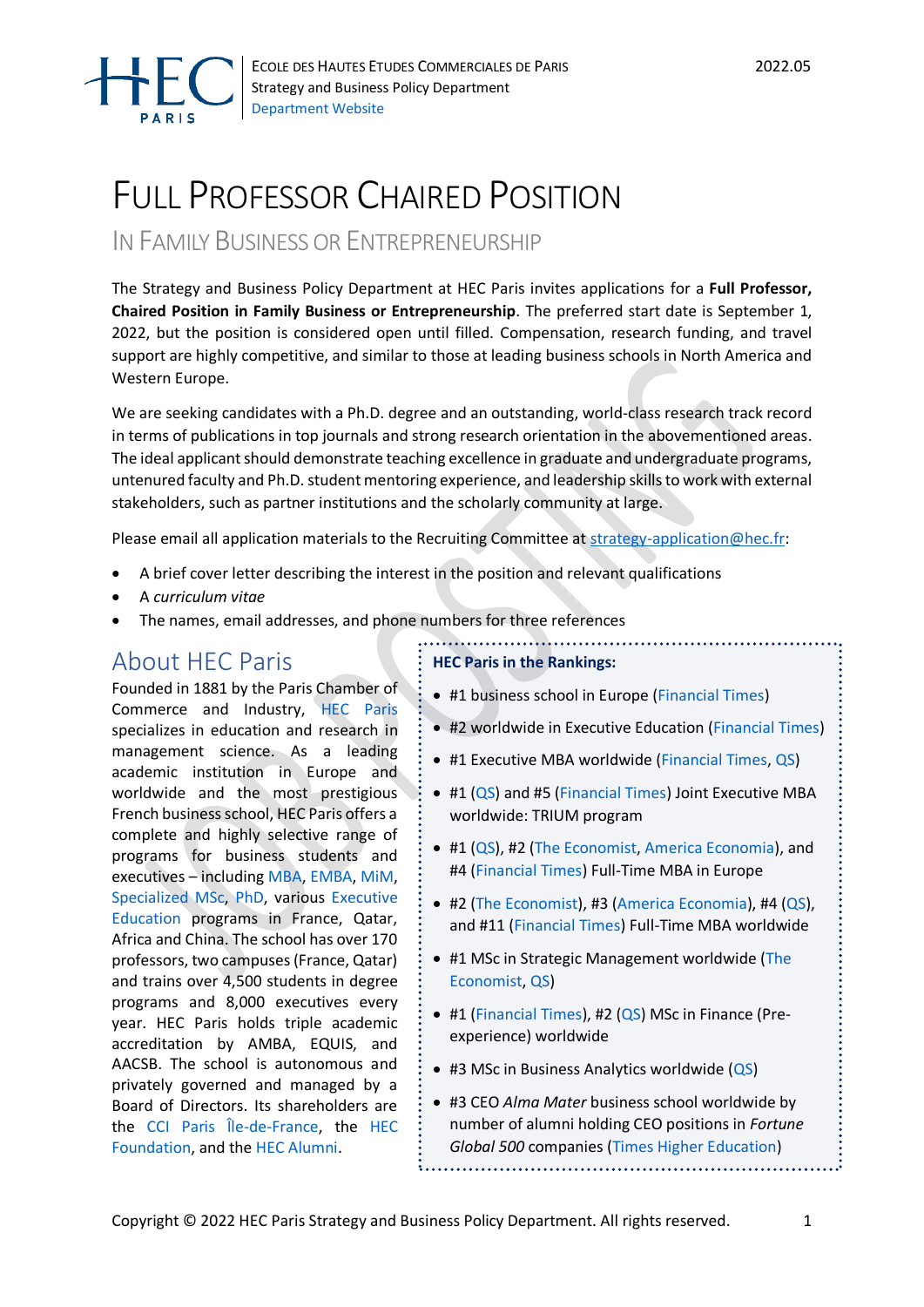ECOLE DES HAUTES ETUDES COMMERCIALES DE PARIS
Strategy and Business Policy Department
Department Website

2022.05

# FULL PROFESSOR CHAIRED POSITION

## IN FAMILY BUSINESS OR ENTREPRENEURSHIP

The Strategy and Business Policy Department at HEC Paris invites applications for a **Full Professor, Chaired Position in Family Business or Entrepreneurship**. The preferred start date is September 1, 2022, but the position is considered open until filled. Compensation, research funding, and travel support are highly competitive, and similar to those at leading business schools in North America and Western Europe.

We are seeking candidates with a Ph.D. degree and an outstanding, world-class research track record in terms of publications in top journals and strong research orientation in the abovementioned areas. The ideal applicant should demonstrate teaching excellence in graduate and undergraduate programs, untenured faculty and Ph.D. student mentoring experience, and leadership skills to work with external stakeholders, such as partner institutions and the scholarly community at large.

Please email all application materials to the Recruiting Committee at strategy-application@hec.fr:

- A brief cover letter describing the interest in the position and relevant qualifications
- A *curriculum vitae*
- The names, email addresses, and phone numbers for three references

## About HEC Paris

Founded in 1881 by the Paris Chamber of Commerce and Industry, HEC Paris specializes in education and research in management science. As a leading academic institution in Europe and worldwide and the most prestigious French business school, HEC Paris offers a complete and highly selective range of programs for business students and executives – including MBA, EMBA, MiM, Specialized MSc, PhD, various Executive Education programs in France, Qatar, Africa and China. The school has over 170 professors, two campuses (France, Qatar) and trains over 4,500 students in degree programs and 8,000 executives every year. HEC Paris holds triple academic accreditation by AMBA, EQUIS, and AACSB. The school is autonomous and privately governed and managed by a Board of Directors. Its shareholders are the CCI Paris Île-de-France, the HEC Foundation, and the HEC Alumni.

**HEC Paris in the Rankings:**

- #1 business school in Europe (Financial Times)
- #2 worldwide in Executive Education (Financial Times)
- #1 Executive MBA worldwide (Financial Times, QS)
- #1 (QS) and #5 (Financial Times) Joint Executive MBA worldwide: TRIUM program
- #1 (QS), #2 (The Economist, America Economia), and #4 (Financial Times) Full-Time MBA in Europe
- #2 (The Economist), #3 (America Economia), #4 (QS), and #11 (Financial Times) Full-Time MBA worldwide
- #1 MSc in Strategic Management worldwide (The Economist, QS)
- #1 (Financial Times), #2 (QS) MSc in Finance (Pre-experience) worldwide
- #3 MSc in Business Analytics worldwide (QS)
- #3 CEO *Alma Mater* business school worldwide by number of alumni holding CEO positions in *Fortune Global 500* companies (Times Higher Education)

Copyright © 2022 HEC Paris Strategy and Business Policy Department. All rights reserved.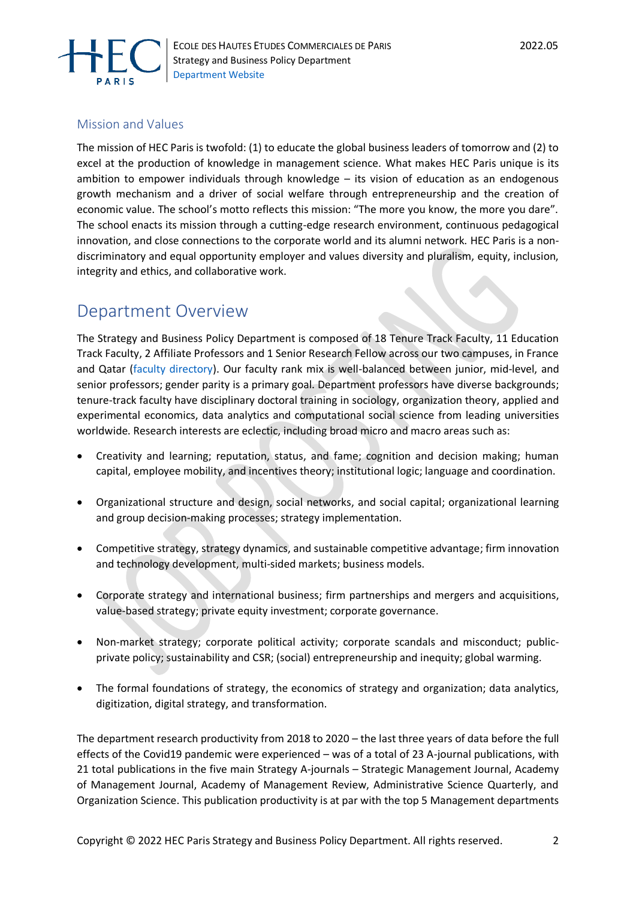## Mission and Values

The mission of HEC Paris is twofold: (1) to educate the global business leaders of tomorrow and (2) to excel at the production of knowledge in management science. What makes HEC Paris unique is its ambition to empower individuals through knowledge – its vision of education as an endogenous growth mechanism and a driver of social welfare through entrepreneurship and the creation of economic value. The school's motto reflects this mission: "The more you know, the more you dare". The school enacts its mission through a cutting-edge research environment, continuous pedagogical innovation, and close connections to the corporate world and its alumni network. HEC Paris is a non-discriminatory and equal opportunity employer and values diversity and pluralism, equity, inclusion, integrity and ethics, and collaborative work.

# Department Overview

The Strategy and Business Policy Department is composed of 18 Tenure Track Faculty, 11 Education Track Faculty, 2 Affiliate Professors and 1 Senior Research Fellow across our two campuses, in France and Qatar (faculty directory). Our faculty rank mix is well-balanced between junior, mid-level, and senior professors; gender parity is a primary goal. Department professors have diverse backgrounds; tenure-track faculty have disciplinary doctoral training in sociology, organization theory, applied and experimental economics, data analytics and computational social science from leading universities worldwide. Research interests are eclectic, including broad micro and macro areas such as:

- Creativity and learning; reputation, status, and fame; cognition and decision making; human capital, employee mobility, and incentives theory; institutional logic; language and coordination.
- Organizational structure and design, social networks, and social capital; organizational learning and group decision-making processes; strategy implementation.
- Competitive strategy, strategy dynamics, and sustainable competitive advantage; firm innovation and technology development, multi-sided markets; business models.
- Corporate strategy and international business; firm partnerships and mergers and acquisitions, value-based strategy; private equity investment; corporate governance.
- Non-market strategy; corporate political activity; corporate scandals and misconduct; public-private policy; sustainability and CSR; (social) entrepreneurship and inequity; global warming.
- The formal foundations of strategy, the economics of strategy and organization; data analytics, digitization, digital strategy, and transformation.

The department research productivity from 2018 to 2020 – the last three years of data before the full effects of the Covid19 pandemic were experienced – was of a total of 23 A-journal publications, with 21 total publications in the five main Strategy A-journals – Strategic Management Journal, Academy of Management Journal, Academy of Management Review, Administrative Science Quarterly, and Organization Science. This publication productivity is at par with the top 5 Management departments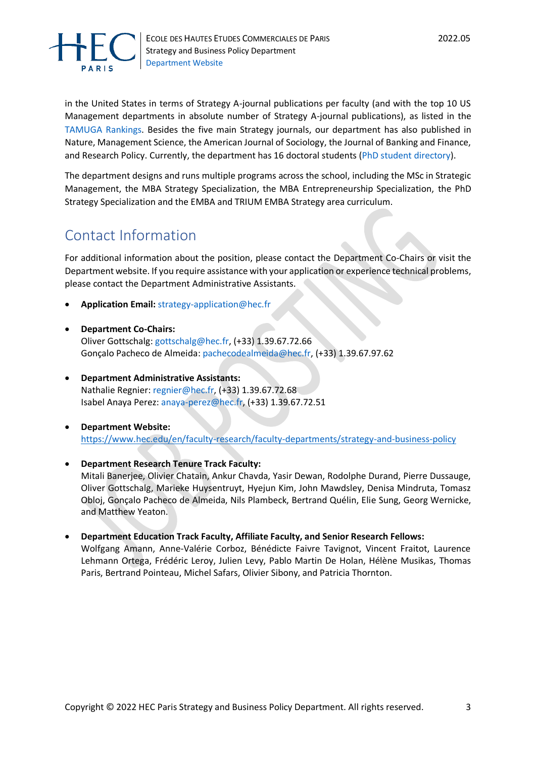in the United States in terms of Strategy A-journal publications per faculty (and with the top 10 US Management departments in absolute number of Strategy A-journal publications), as listed in the TAMUGA Rankings. Besides the five main Strategy journals, our department has also published in Nature, Management Science, the American Journal of Sociology, the Journal of Banking and Finance, and Research Policy. Currently, the department has 16 doctoral students (PhD student directory).

The department designs and runs multiple programs across the school, including the MSc in Strategic Management, the MBA Strategy Specialization, the MBA Entrepreneurship Specialization, the PhD Strategy Specialization and the EMBA and TRIUM EMBA Strategy area curriculum.

## Contact Information

For additional information about the position, please contact the Department Co-Chairs or visit the Department website. If you require assistance with your application or experience technical problems, please contact the Department Administrative Assistants.

- **Application Email:** strategy-application@hec.fr

- **Department Co-Chairs:**
  Oliver Gottschalg: gottschalg@hec.fr, (+33) 1.39.67.72.66
  Gonçalo Pacheco de Almeida: pachecodealmeida@hec.fr, (+33) 1.39.67.97.62

- **Department Administrative Assistants:**
  Nathalie Regnier: regnier@hec.fr, (+33) 1.39.67.72.68
  Isabel Anaya Perez: anaya-perez@hec.fr, (+33) 1.39.67.72.51

- **Department Website:**
  https://www.hec.edu/en/faculty-research/faculty-departments/strategy-and-business-policy

- **Department Research Tenure Track Faculty:**
  Mitali Banerjee, Olivier Chatain, Ankur Chavda, Yasir Dewan, Rodolphe Durand, Pierre Dussauge, Oliver Gottschalg, Marieke Huysentruyt, Hyejun Kim, John Mawdsley, Denisa Mindruta, Tomasz Obloj, Gonçalo Pacheco de Almeida, Nils Plambeck, Bertrand Quélin, Elie Sung, Georg Wernicke, and Matthew Yeaton.

- **Department Education Track Faculty, Affiliate Faculty, and Senior Research Fellows:**
  Wolfgang Amann, Anne-Valérie Corboz, Bénédicte Faivre Tavignot, Vincent Fraitot, Laurence Lehmann Ortega, Frédéric Leroy, Julien Levy, Pablo Martin De Holan, Hélène Musikas, Thomas Paris, Bertrand Pointeau, Michel Safars, Olivier Sibony, and Patricia Thornton.

Copyright © 2022 HEC Paris Strategy and Business Policy Department. All rights reserved.